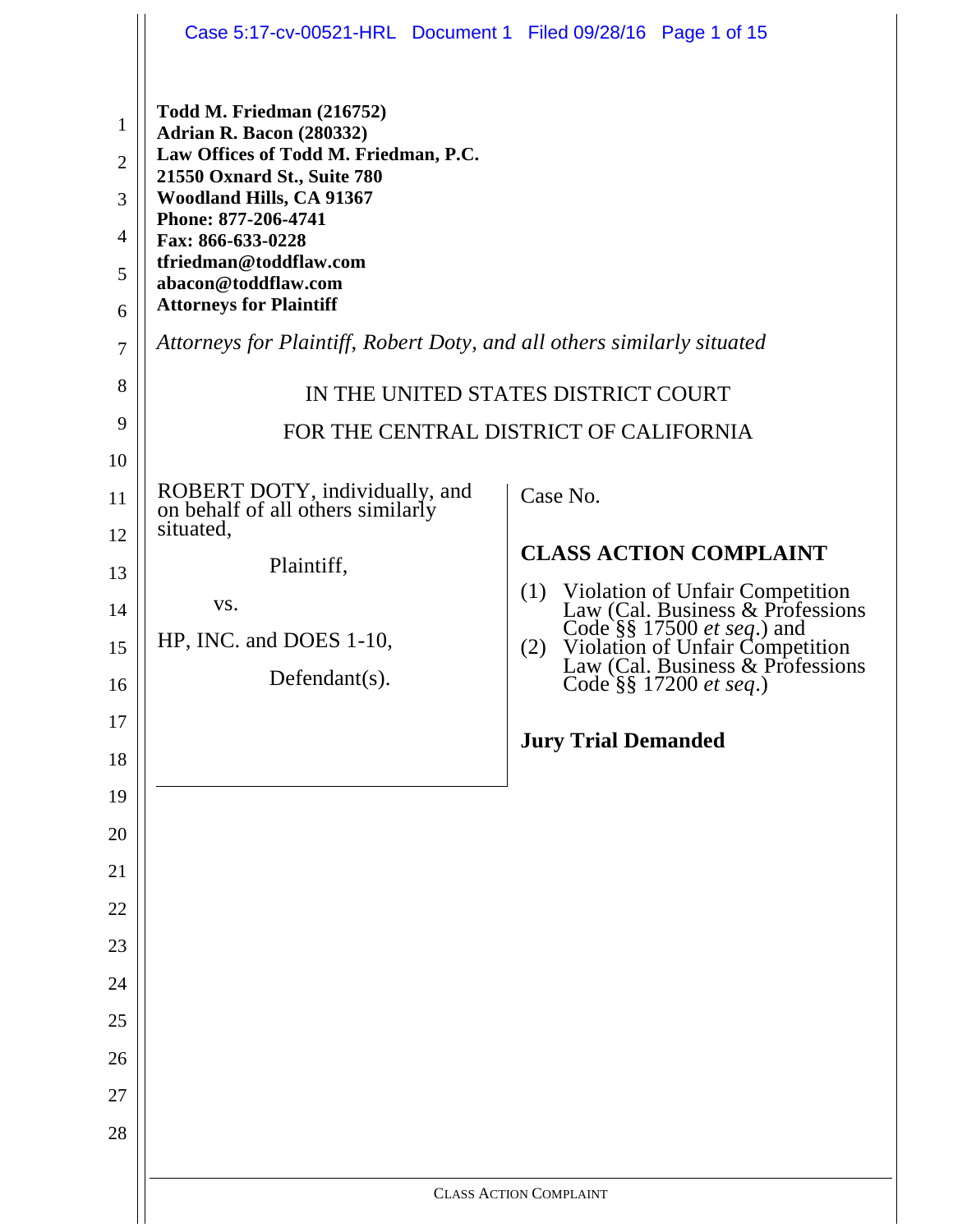**Todd M. Friedman (216752)**
**Adrian R. Bacon (280332)**
**Law Offices of Todd M. Friedman, P.C.**
**21550 Oxnard St., Suite 780**
**Woodland Hills, CA 91367**
**Phone: 877-206-4741**
**Fax: 866-633-0228**
**tfriedman@toddflaw.com**
**abacon@toddflaw.com**
**Attorneys for Plaintiff**

*Attorneys for Plaintiff, Robert Doty, and all others similarly situated*

IN THE UNITED STATES DISTRICT COURT
FOR THE CENTRAL DISTRICT OF CALIFORNIA

ROBERT DOTY, individually, and on behalf of all others similarly situated,

Plaintiff,

vs.

HP, INC. and DOES 1-10,

Defendant(s).

Case No.

**CLASS ACTION COMPLAINT**

(1) Violation of Unfair Competition Law (Cal. Business & Professions Code §§ 17500 *et seq*.) and
(2) Violation of Unfair Competition Law (Cal. Business & Professions Code §§ 17200 *et seq*.)

**Jury Trial Demanded**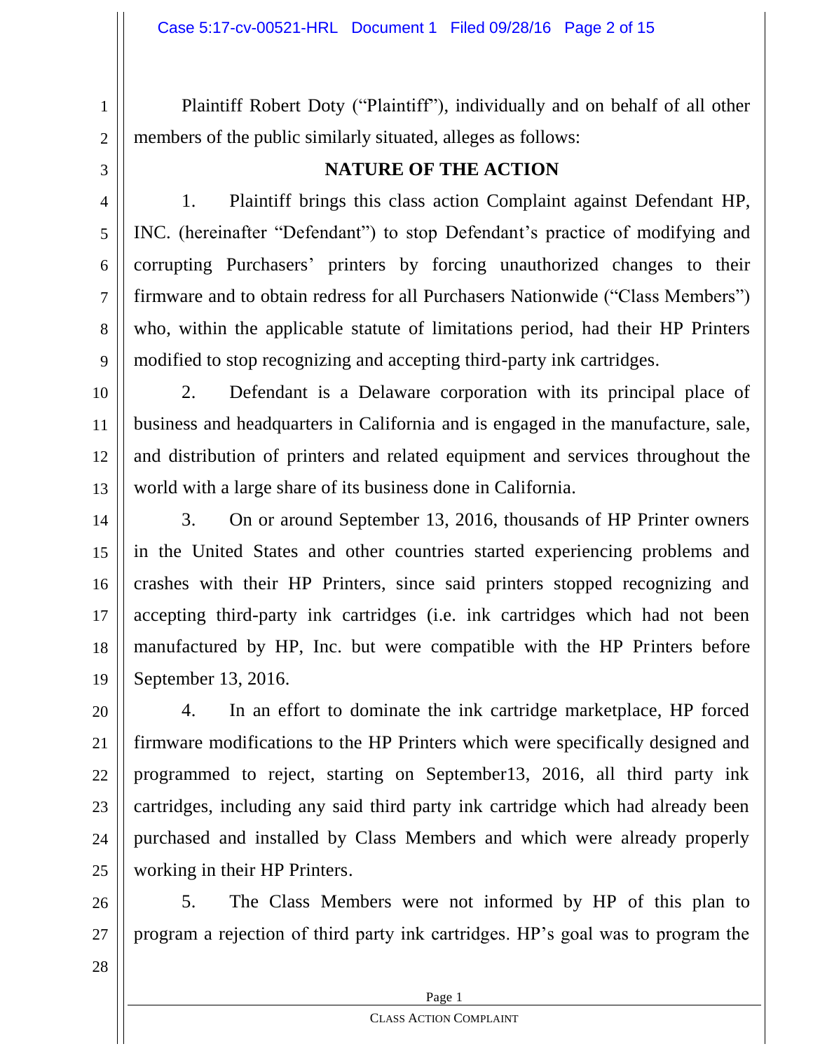Plaintiff Robert Doty ("Plaintiff"), individually and on behalf of all other members of the public similarly situated, alleges as follows:

## NATURE OF THE ACTION

1. Plaintiff brings this class action Complaint against Defendant HP, INC. (hereinafter "Defendant") to stop Defendant's practice of modifying and corrupting Purchasers' printers by forcing unauthorized changes to their firmware and to obtain redress for all Purchasers Nationwide ("Class Members") who, within the applicable statute of limitations period, had their HP Printers modified to stop recognizing and accepting third-party ink cartridges.

2. Defendant is a Delaware corporation with its principal place of business and headquarters in California and is engaged in the manufacture, sale, and distribution of printers and related equipment and services throughout the world with a large share of its business done in California.

3. On or around September 13, 2016, thousands of HP Printer owners in the United States and other countries started experiencing problems and crashes with their HP Printers, since said printers stopped recognizing and accepting third-party ink cartridges (i.e. ink cartridges which had not been manufactured by HP, Inc. but were compatible with the HP Printers before September 13, 2016.

4. In an effort to dominate the ink cartridge marketplace, HP forced firmware modifications to the HP Printers which were specifically designed and programmed to reject, starting on September13, 2016, all third party ink cartridges, including any said third party ink cartridge which had already been purchased and installed by Class Members and which were already properly working in their HP Printers.

5. The Class Members were not informed by HP of this plan to program a rejection of third party ink cartridges. HP's goal was to program the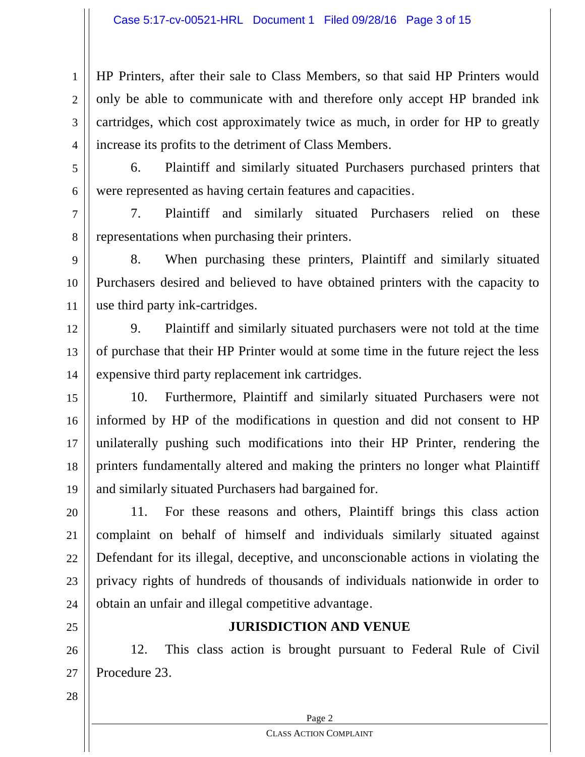HP Printers, after their sale to Class Members, so that said HP Printers would only be able to communicate with and therefore only accept HP branded ink cartridges, which cost approximately twice as much, in order for HP to greatly increase its profits to the detriment of Class Members.

6. Plaintiff and similarly situated Purchasers purchased printers that were represented as having certain features and capacities.

7. Plaintiff and similarly situated Purchasers relied on these representations when purchasing their printers.

8. When purchasing these printers, Plaintiff and similarly situated Purchasers desired and believed to have obtained printers with the capacity to use third party ink-cartridges.

9. Plaintiff and similarly situated purchasers were not told at the time of purchase that their HP Printer would at some time in the future reject the less expensive third party replacement ink cartridges.

10. Furthermore, Plaintiff and similarly situated Purchasers were not informed by HP of the modifications in question and did not consent to HP unilaterally pushing such modifications into their HP Printer, rendering the printers fundamentally altered and making the printers no longer what Plaintiff and similarly situated Purchasers had bargained for.

11. For these reasons and others, Plaintiff brings this class action complaint on behalf of himself and individuals similarly situated against Defendant for its illegal, deceptive, and unconscionable actions in violating the privacy rights of hundreds of thousands of individuals nationwide in order to obtain an unfair and illegal competitive advantage.

## JURISDICTION AND VENUE

12. This class action is brought pursuant to Federal Rule of Civil Procedure 23.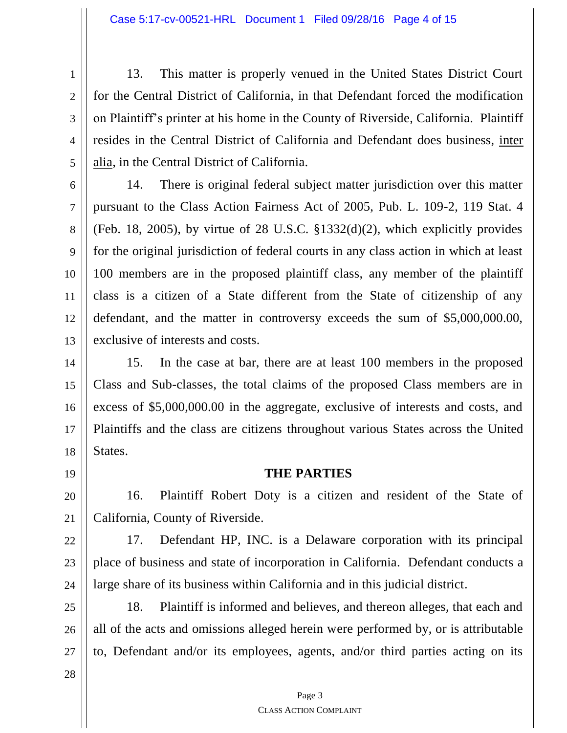13. This matter is properly venued in the United States District Court for the Central District of California, in that Defendant forced the modification on Plaintiff's printer at his home in the County of Riverside, California. Plaintiff resides in the Central District of California and Defendant does business, inter alia, in the Central District of California.

14. There is original federal subject matter jurisdiction over this matter pursuant to the Class Action Fairness Act of 2005, Pub. L. 109-2, 119 Stat. 4 (Feb. 18, 2005), by virtue of 28 U.S.C. §1332(d)(2), which explicitly provides for the original jurisdiction of federal courts in any class action in which at least 100 members are in the proposed plaintiff class, any member of the plaintiff class is a citizen of a State different from the State of citizenship of any defendant, and the matter in controversy exceeds the sum of $5,000,000.00, exclusive of interests and costs.

15. In the case at bar, there are at least 100 members in the proposed Class and Sub-classes, the total claims of the proposed Class members are in excess of $5,000,000.00 in the aggregate, exclusive of interests and costs, and Plaintiffs and the class are citizens throughout various States across the United States.

## THE PARTIES

16. Plaintiff Robert Doty is a citizen and resident of the State of California, County of Riverside.

17. Defendant HP, INC. is a Delaware corporation with its principal place of business and state of incorporation in California. Defendant conducts a large share of its business within California and in this judicial district.

18. Plaintiff is informed and believes, and thereon alleges, that each and all of the acts and omissions alleged herein were performed by, or is attributable to, Defendant and/or its employees, agents, and/or third parties acting on its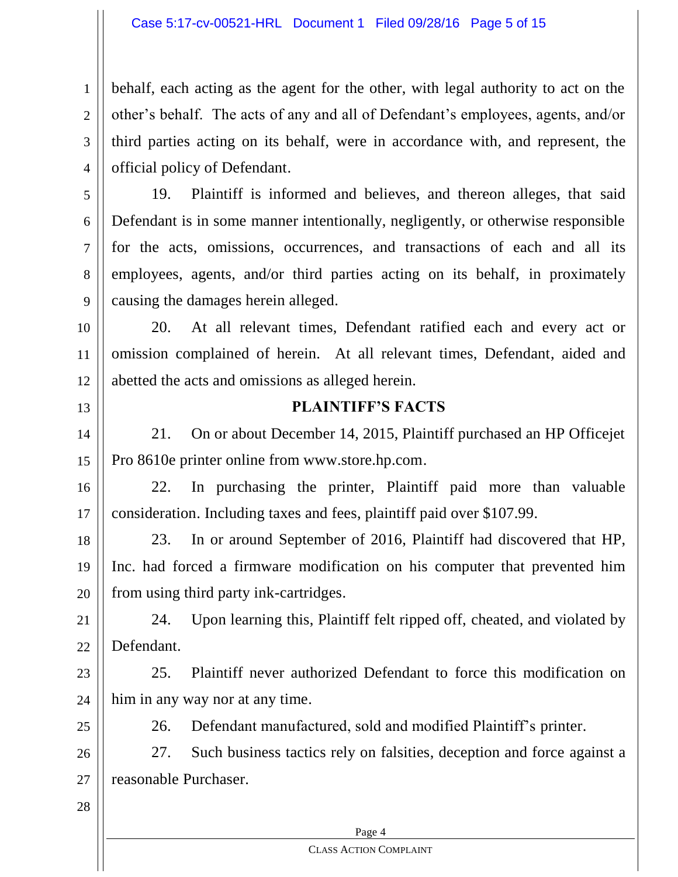behalf, each acting as the agent for the other, with legal authority to act on the other's behalf. The acts of any and all of Defendant's employees, agents, and/or third parties acting on its behalf, were in accordance with, and represent, the official policy of Defendant.

19. Plaintiff is informed and believes, and thereon alleges, that said Defendant is in some manner intentionally, negligently, or otherwise responsible for the acts, omissions, occurrences, and transactions of each and all its employees, agents, and/or third parties acting on its behalf, in proximately causing the damages herein alleged.

20. At all relevant times, Defendant ratified each and every act or omission complained of herein. At all relevant times, Defendant, aided and abetted the acts and omissions as alleged herein.

## PLAINTIFF'S FACTS

21. On or about December 14, 2015, Plaintiff purchased an HP Officejet Pro 8610e printer online from www.store.hp.com.

22. In purchasing the printer, Plaintiff paid more than valuable consideration. Including taxes and fees, plaintiff paid over $107.99.

23. In or around September of 2016, Plaintiff had discovered that HP, Inc. had forced a firmware modification on his computer that prevented him from using third party ink-cartridges.

24. Upon learning this, Plaintiff felt ripped off, cheated, and violated by Defendant.

25. Plaintiff never authorized Defendant to force this modification on him in any way nor at any time.

26. Defendant manufactured, sold and modified Plaintiff's printer.

27. Such business tactics rely on falsities, deception and force against a reasonable Purchaser.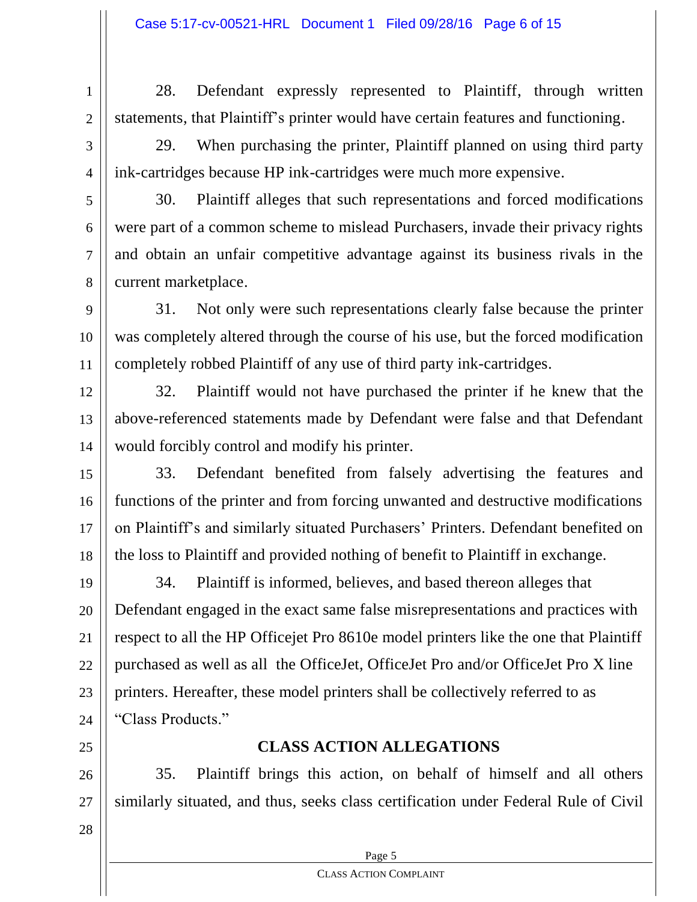28. Defendant expressly represented to Plaintiff, through written statements, that Plaintiff's printer would have certain features and functioning.

29. When purchasing the printer, Plaintiff planned on using third party ink-cartridges because HP ink-cartridges were much more expensive.

30. Plaintiff alleges that such representations and forced modifications were part of a common scheme to mislead Purchasers, invade their privacy rights and obtain an unfair competitive advantage against its business rivals in the current marketplace.

31. Not only were such representations clearly false because the printer was completely altered through the course of his use, but the forced modification completely robbed Plaintiff of any use of third party ink-cartridges.

32. Plaintiff would not have purchased the printer if he knew that the above-referenced statements made by Defendant were false and that Defendant would forcibly control and modify his printer.

33. Defendant benefited from falsely advertising the features and functions of the printer and from forcing unwanted and destructive modifications on Plaintiff's and similarly situated Purchasers' Printers. Defendant benefited on the loss to Plaintiff and provided nothing of benefit to Plaintiff in exchange.

34. Plaintiff is informed, believes, and based thereon alleges that Defendant engaged in the exact same false misrepresentations and practices with respect to all the HP Officejet Pro 8610e model printers like the one that Plaintiff purchased as well as all the OfficeJet, OfficeJet Pro and/or OfficeJet Pro X line printers. Hereafter, these model printers shall be collectively referred to as "Class Products."

## CLASS ACTION ALLEGATIONS

35. Plaintiff brings this action, on behalf of himself and all others similarly situated, and thus, seeks class certification under Federal Rule of Civil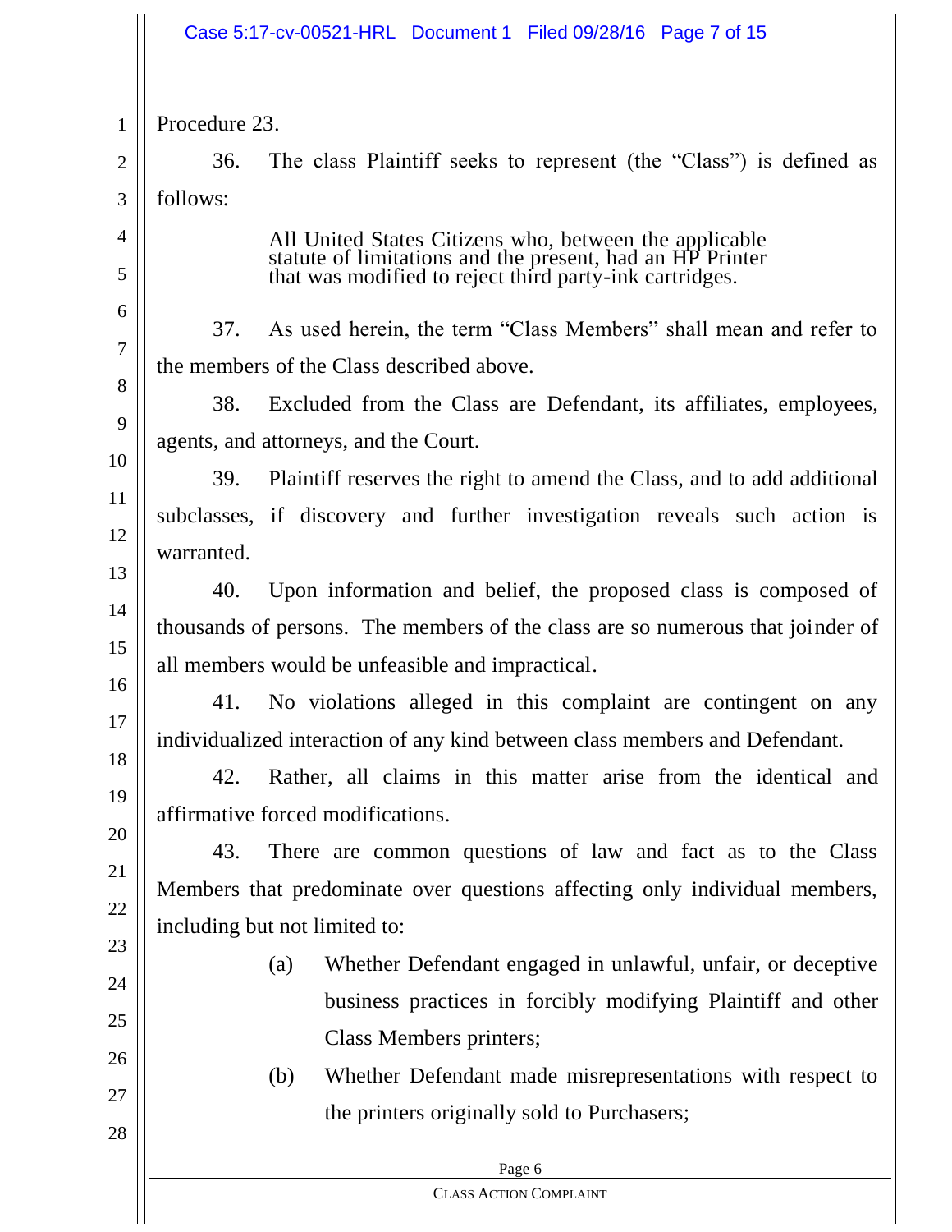Procedure 23.

36. The class Plaintiff seeks to represent (the "Class") is defined as follows:

> All United States Citizens who, between the applicable statute of limitations and the present, had an HP Printer that was modified to reject third party-ink cartridges.

37. As used herein, the term "Class Members" shall mean and refer to the members of the Class described above.

38. Excluded from the Class are Defendant, its affiliates, employees, agents, and attorneys, and the Court.

39. Plaintiff reserves the right to amend the Class, and to add additional subclasses, if discovery and further investigation reveals such action is warranted.

40. Upon information and belief, the proposed class is composed of thousands of persons. The members of the class are so numerous that joinder of all members would be unfeasible and impractical.

41. No violations alleged in this complaint are contingent on any individualized interaction of any kind between class members and Defendant.

42. Rather, all claims in this matter arise from the identical and affirmative forced modifications.

43. There are common questions of law and fact as to the Class Members that predominate over questions affecting only individual members, including but not limited to:

(a) Whether Defendant engaged in unlawful, unfair, or deceptive business practices in forcibly modifying Plaintiff and other Class Members printers;

(b) Whether Defendant made misrepresentations with respect to the printers originally sold to Purchasers;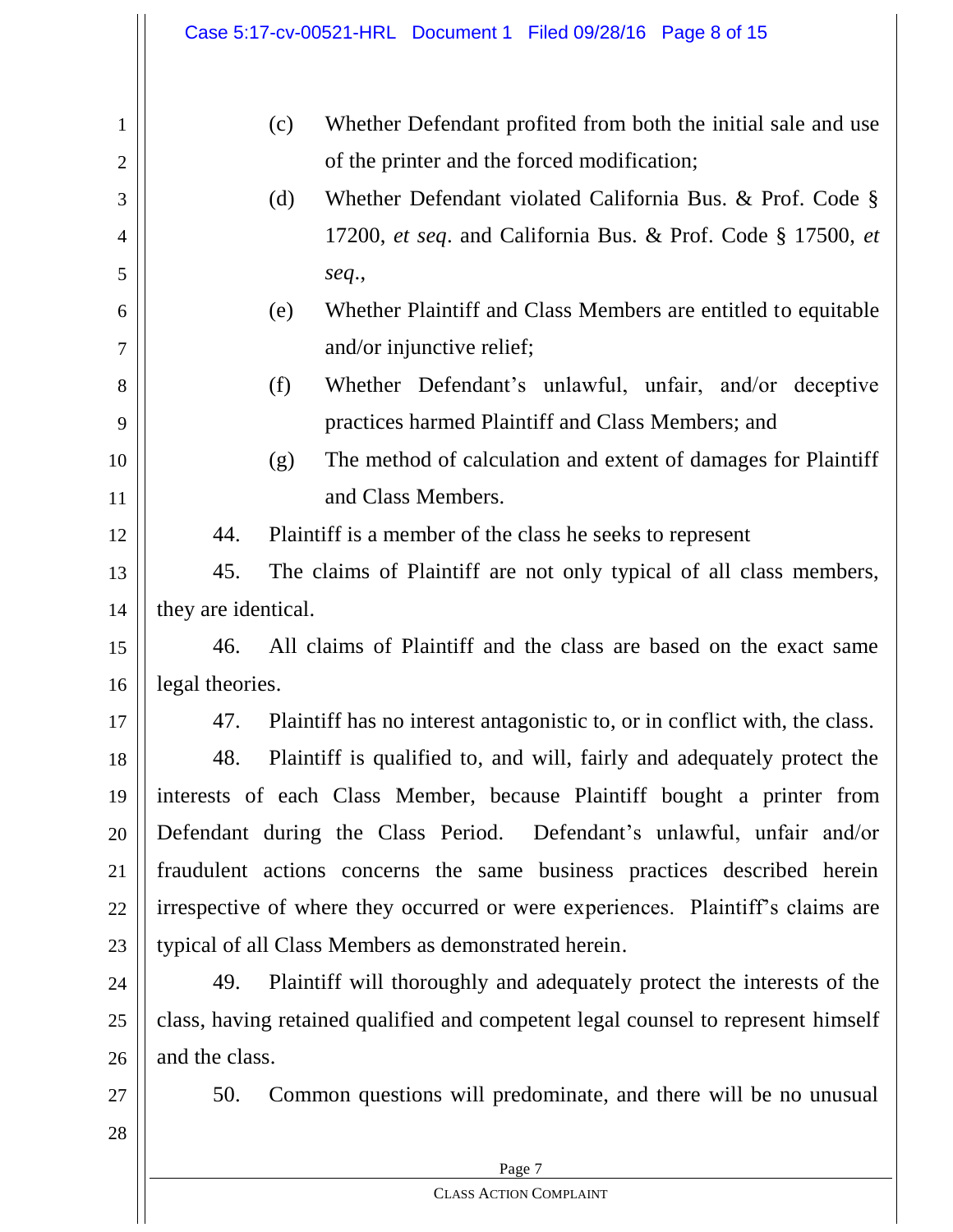(c) Whether Defendant profited from both the initial sale and use of the printer and the forced modification;

(d) Whether Defendant violated California Bus. & Prof. Code § 17200, *et seq*. and California Bus. & Prof. Code § 17500, *et seq*.,

(e) Whether Plaintiff and Class Members are entitled to equitable and/or injunctive relief;

(f) Whether Defendant's unlawful, unfair, and/or deceptive practices harmed Plaintiff and Class Members; and

(g) The method of calculation and extent of damages for Plaintiff and Class Members.

44. Plaintiff is a member of the class he seeks to represent

45. The claims of Plaintiff are not only typical of all class members, they are identical.

46. All claims of Plaintiff and the class are based on the exact same legal theories.

47. Plaintiff has no interest antagonistic to, or in conflict with, the class.

48. Plaintiff is qualified to, and will, fairly and adequately protect the interests of each Class Member, because Plaintiff bought a printer from Defendant during the Class Period. Defendant's unlawful, unfair and/or fraudulent actions concerns the same business practices described herein irrespective of where they occurred or were experiences. Plaintiff's claims are typical of all Class Members as demonstrated herein.

49. Plaintiff will thoroughly and adequately protect the interests of the class, having retained qualified and competent legal counsel to represent himself and the class.

50. Common questions will predominate, and there will be no unusual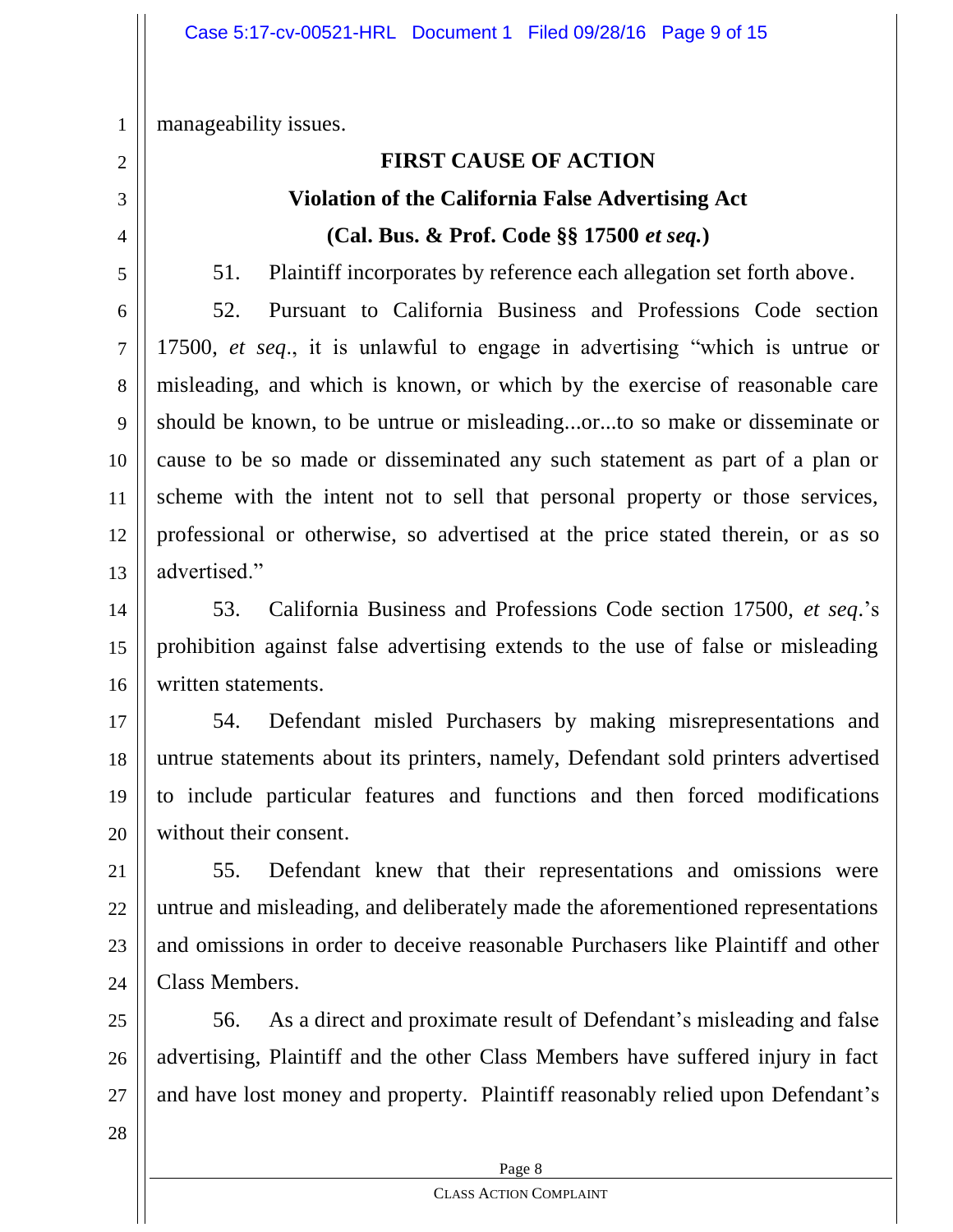manageability issues.

**FIRST CAUSE OF ACTION**

**Violation of the California False Advertising Act**

**(Cal. Bus. & Prof. Code §§ 17500 *et seq.*)**

51. Plaintiff incorporates by reference each allegation set forth above.

52. Pursuant to California Business and Professions Code section 17500, *et seq*., it is unlawful to engage in advertising "which is untrue or misleading, and which is known, or which by the exercise of reasonable care should be known, to be untrue or misleading...or...to so make or disseminate or cause to be so made or disseminated any such statement as part of a plan or scheme with the intent not to sell that personal property or those services, professional or otherwise, so advertised at the price stated therein, or as so advertised."

53. California Business and Professions Code section 17500, *et seq*.'s prohibition against false advertising extends to the use of false or misleading written statements.

54. Defendant misled Purchasers by making misrepresentations and untrue statements about its printers, namely, Defendant sold printers advertised to include particular features and functions and then forced modifications without their consent.

55. Defendant knew that their representations and omissions were untrue and misleading, and deliberately made the aforementioned representations and omissions in order to deceive reasonable Purchasers like Plaintiff and other Class Members.

56. As a direct and proximate result of Defendant's misleading and false advertising, Plaintiff and the other Class Members have suffered injury in fact and have lost money and property. Plaintiff reasonably relied upon Defendant's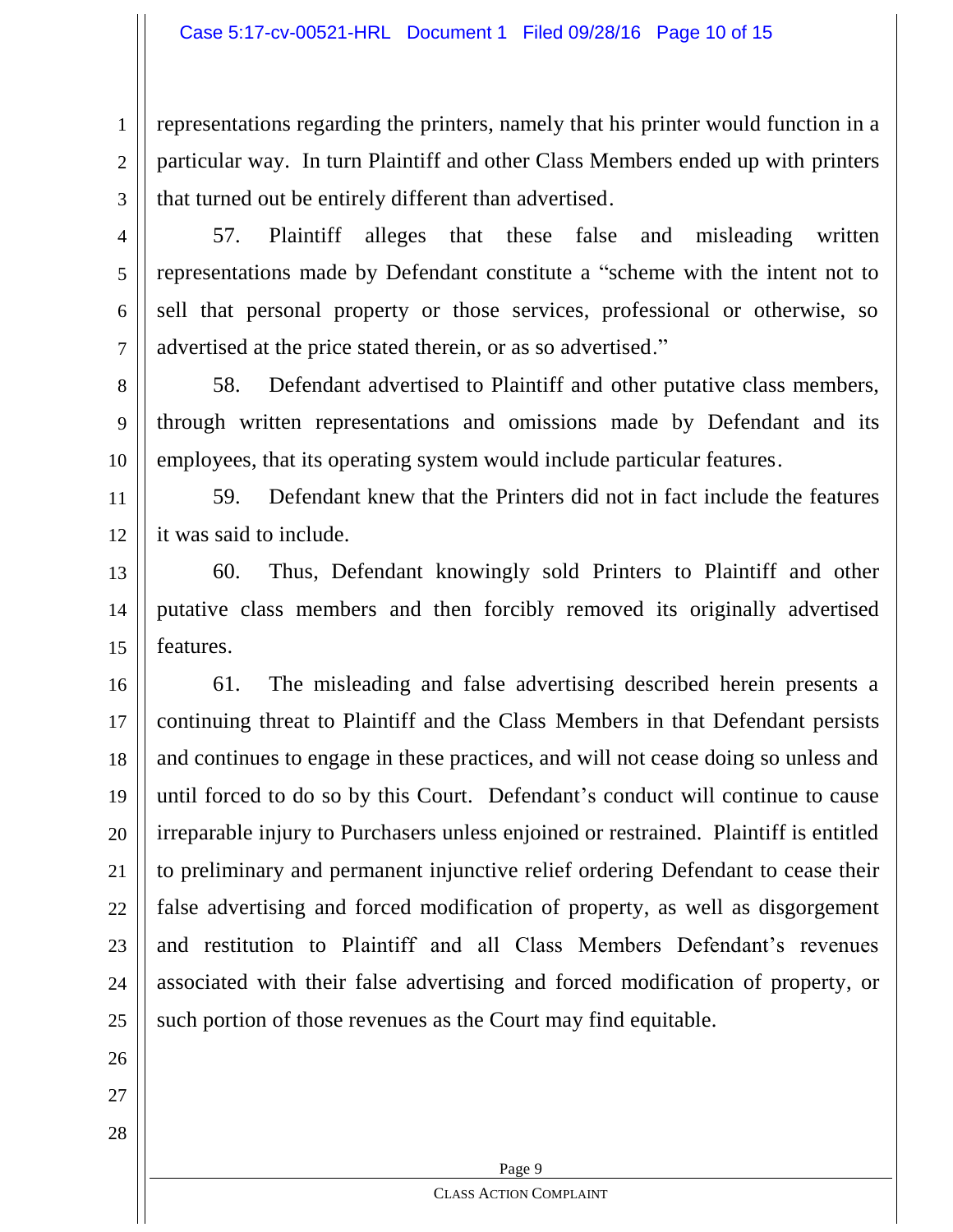representations regarding the printers, namely that his printer would function in a particular way. In turn Plaintiff and other Class Members ended up with printers that turned out be entirely different than advertised.

57. Plaintiff alleges that these false and misleading written representations made by Defendant constitute a "scheme with the intent not to sell that personal property or those services, professional or otherwise, so advertised at the price stated therein, or as so advertised."

58. Defendant advertised to Plaintiff and other putative class members, through written representations and omissions made by Defendant and its employees, that its operating system would include particular features.

59. Defendant knew that the Printers did not in fact include the features it was said to include.

60. Thus, Defendant knowingly sold Printers to Plaintiff and other putative class members and then forcibly removed its originally advertised features.

61. The misleading and false advertising described herein presents a continuing threat to Plaintiff and the Class Members in that Defendant persists and continues to engage in these practices, and will not cease doing so unless and until forced to do so by this Court. Defendant's conduct will continue to cause irreparable injury to Purchasers unless enjoined or restrained. Plaintiff is entitled to preliminary and permanent injunctive relief ordering Defendant to cease their false advertising and forced modification of property, as well as disgorgement and restitution to Plaintiff and all Class Members Defendant's revenues associated with their false advertising and forced modification of property, or such portion of those revenues as the Court may find equitable.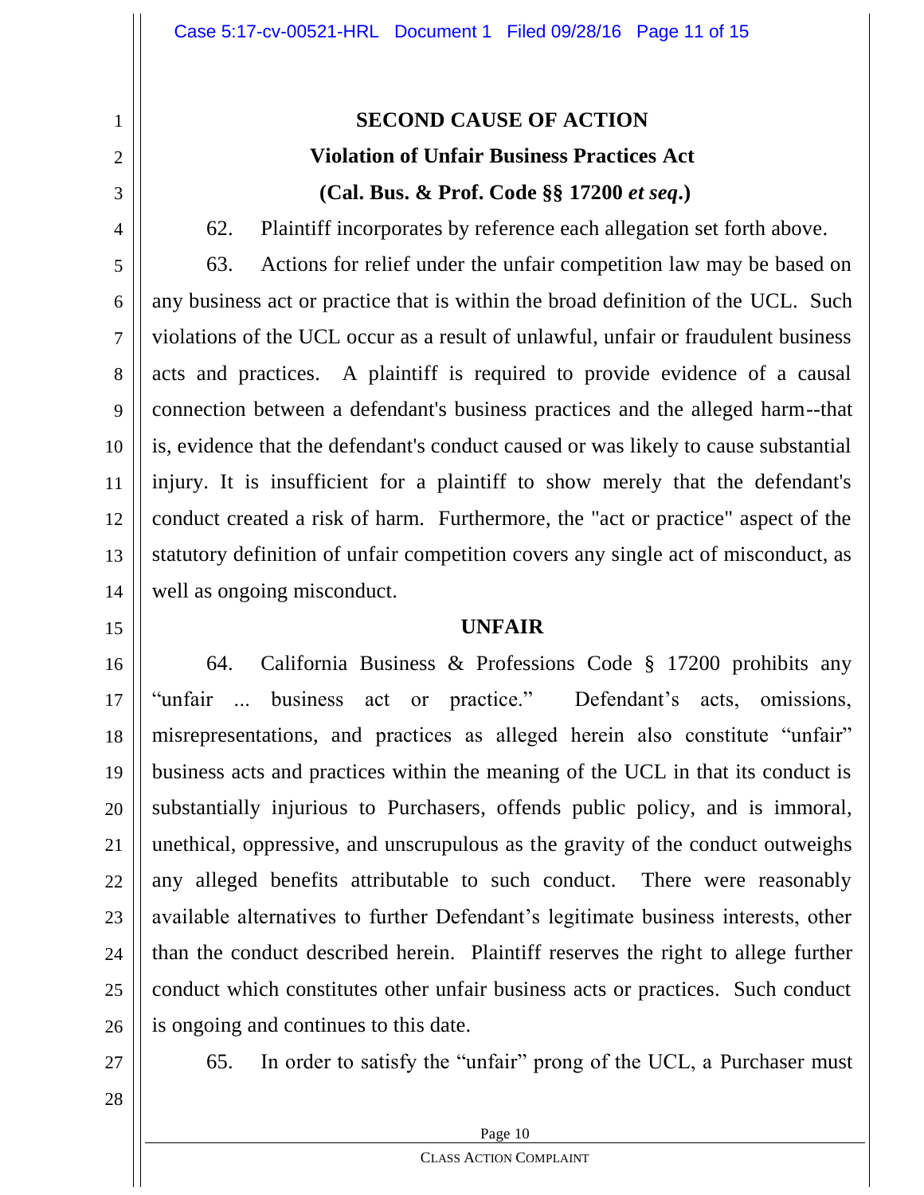## SECOND CAUSE OF ACTION

### Violation of Unfair Business Practices Act

### (Cal. Bus. & Prof. Code §§ 17200 *et seq*.)

62. Plaintiff incorporates by reference each allegation set forth above.

63. Actions for relief under the unfair competition law may be based on any business act or practice that is within the broad definition of the UCL. Such violations of the UCL occur as a result of unlawful, unfair or fraudulent business acts and practices. A plaintiff is required to provide evidence of a causal connection between a defendant's business practices and the alleged harm--that is, evidence that the defendant's conduct caused or was likely to cause substantial injury. It is insufficient for a plaintiff to show merely that the defendant's conduct created a risk of harm. Furthermore, the "act or practice" aspect of the statutory definition of unfair competition covers any single act of misconduct, as well as ongoing misconduct.

**UNFAIR**

64. California Business & Professions Code § 17200 prohibits any "unfair ... business act or practice." Defendant's acts, omissions, misrepresentations, and practices as alleged herein also constitute "unfair" business acts and practices within the meaning of the UCL in that its conduct is substantially injurious to Purchasers, offends public policy, and is immoral, unethical, oppressive, and unscrupulous as the gravity of the conduct outweighs any alleged benefits attributable to such conduct. There were reasonably available alternatives to further Defendant's legitimate business interests, other than the conduct described herein. Plaintiff reserves the right to allege further conduct which constitutes other unfair business acts or practices. Such conduct is ongoing and continues to this date.

65. In order to satisfy the "unfair" prong of the UCL, a Purchaser must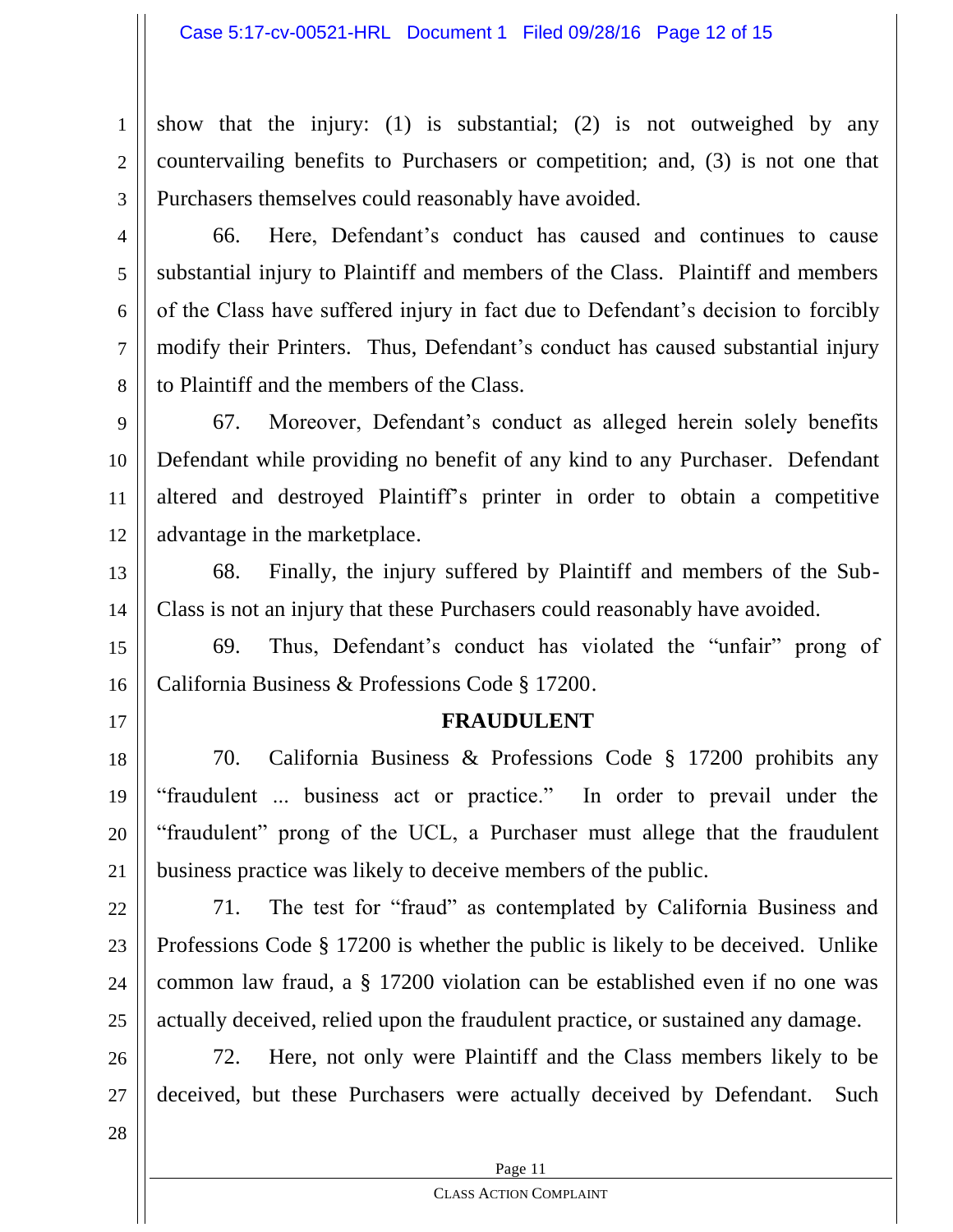show that the injury: (1) is substantial; (2) is not outweighed by any countervailing benefits to Purchasers or competition; and, (3) is not one that Purchasers themselves could reasonably have avoided.

66. Here, Defendant's conduct has caused and continues to cause substantial injury to Plaintiff and members of the Class. Plaintiff and members of the Class have suffered injury in fact due to Defendant's decision to forcibly modify their Printers. Thus, Defendant's conduct has caused substantial injury to Plaintiff and the members of the Class.

67. Moreover, Defendant's conduct as alleged herein solely benefits Defendant while providing no benefit of any kind to any Purchaser. Defendant altered and destroyed Plaintiff's printer in order to obtain a competitive advantage in the marketplace.

68. Finally, the injury suffered by Plaintiff and members of the Sub-Class is not an injury that these Purchasers could reasonably have avoided.

69. Thus, Defendant's conduct has violated the "unfair" prong of California Business & Professions Code § 17200.

**FRAUDULENT**

70. California Business & Professions Code § 17200 prohibits any "fraudulent ... business act or practice." In order to prevail under the "fraudulent" prong of the UCL, a Purchaser must allege that the fraudulent business practice was likely to deceive members of the public.

71. The test for "fraud" as contemplated by California Business and Professions Code § 17200 is whether the public is likely to be deceived. Unlike common law fraud, a § 17200 violation can be established even if no one was actually deceived, relied upon the fraudulent practice, or sustained any damage.

72. Here, not only were Plaintiff and the Class members likely to be deceived, but these Purchasers were actually deceived by Defendant. Such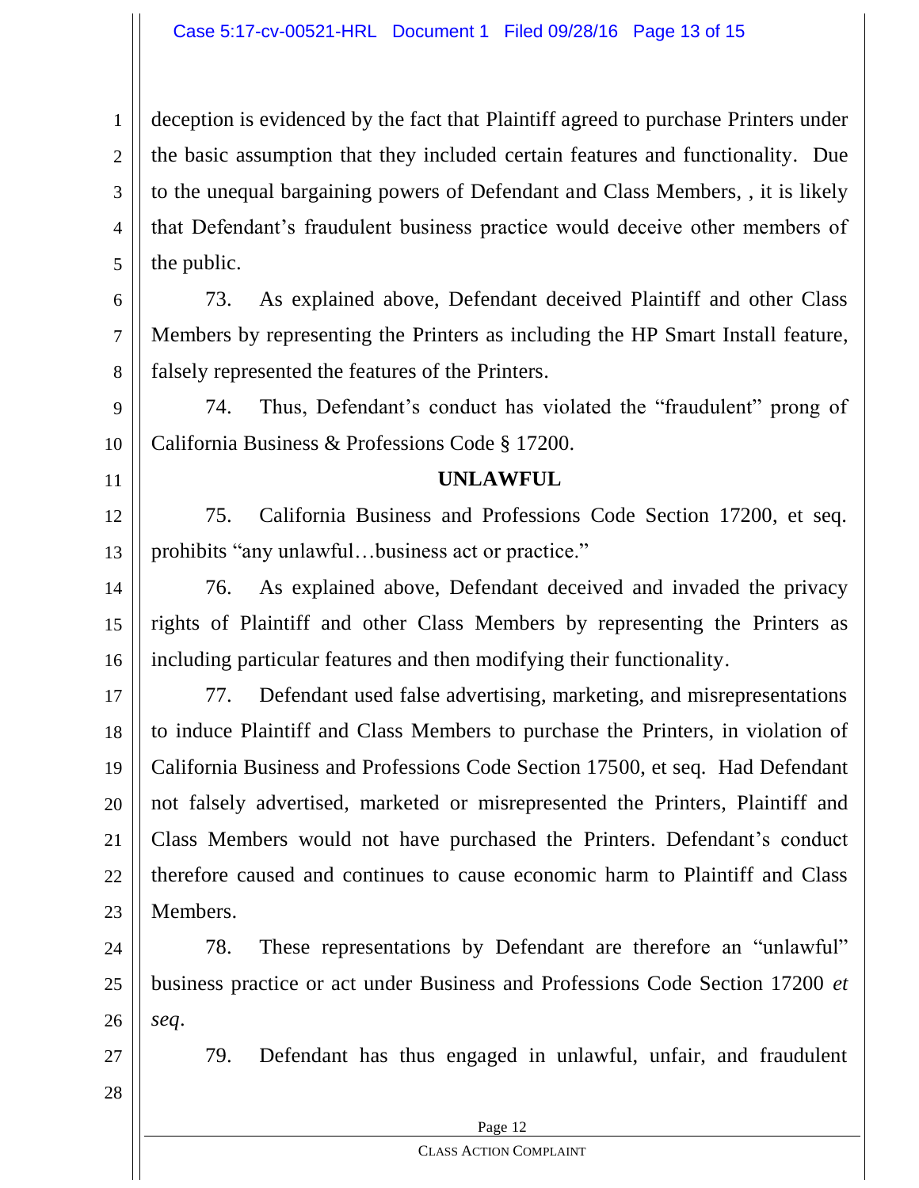deception is evidenced by the fact that Plaintiff agreed to purchase Printers under the basic assumption that they included certain features and functionality. Due to the unequal bargaining powers of Defendant and Class Members, , it is likely that Defendant's fraudulent business practice would deceive other members of the public.

73. As explained above, Defendant deceived Plaintiff and other Class Members by representing the Printers as including the HP Smart Install feature, falsely represented the features of the Printers.

74. Thus, Defendant's conduct has violated the "fraudulent" prong of California Business & Professions Code § 17200.

**UNLAWFUL**

75. California Business and Professions Code Section 17200, et seq. prohibits "any unlawful…business act or practice."

76. As explained above, Defendant deceived and invaded the privacy rights of Plaintiff and other Class Members by representing the Printers as including particular features and then modifying their functionality.

77. Defendant used false advertising, marketing, and misrepresentations to induce Plaintiff and Class Members to purchase the Printers, in violation of California Business and Professions Code Section 17500, et seq. Had Defendant not falsely advertised, marketed or misrepresented the Printers, Plaintiff and Class Members would not have purchased the Printers. Defendant's conduct therefore caused and continues to cause economic harm to Plaintiff and Class Members.

78. These representations by Defendant are therefore an "unlawful" business practice or act under Business and Professions Code Section 17200 *et seq*.

79. Defendant has thus engaged in unlawful, unfair, and fraudulent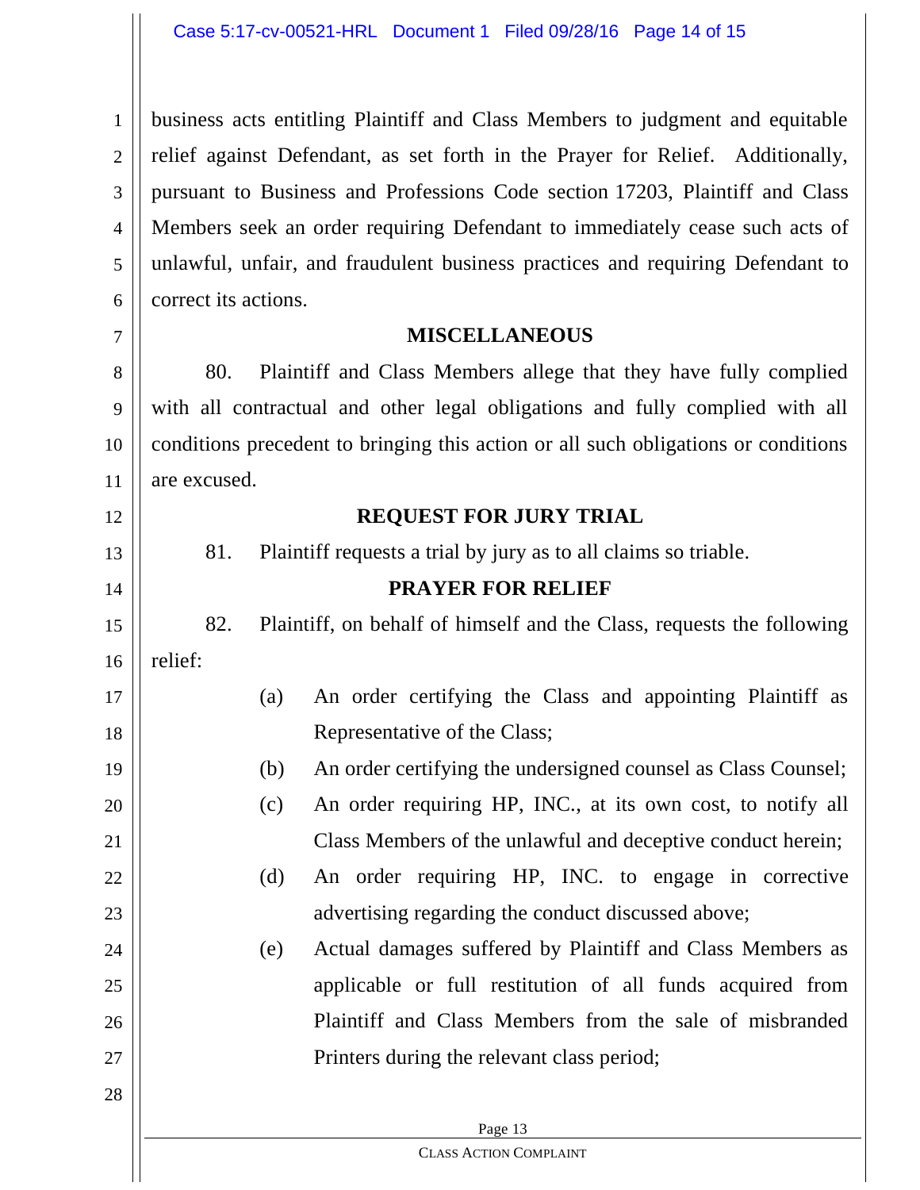business acts entitling Plaintiff and Class Members to judgment and equitable relief against Defendant, as set forth in the Prayer for Relief. Additionally, pursuant to Business and Professions Code section 17203, Plaintiff and Class Members seek an order requiring Defendant to immediately cease such acts of unlawful, unfair, and fraudulent business practices and requiring Defendant to correct its actions.

## MISCELLANEOUS

80. Plaintiff and Class Members allege that they have fully complied with all contractual and other legal obligations and fully complied with all conditions precedent to bringing this action or all such obligations or conditions are excused.

## REQUEST FOR JURY TRIAL

81. Plaintiff requests a trial by jury as to all claims so triable.

## PRAYER FOR RELIEF

82. Plaintiff, on behalf of himself and the Class, requests the following relief:

(a) An order certifying the Class and appointing Plaintiff as Representative of the Class;

(b) An order certifying the undersigned counsel as Class Counsel;

(c) An order requiring HP, INC., at its own cost, to notify all Class Members of the unlawful and deceptive conduct herein;

(d) An order requiring HP, INC. to engage in corrective advertising regarding the conduct discussed above;

(e) Actual damages suffered by Plaintiff and Class Members as applicable or full restitution of all funds acquired from Plaintiff and Class Members from the sale of misbranded Printers during the relevant class period;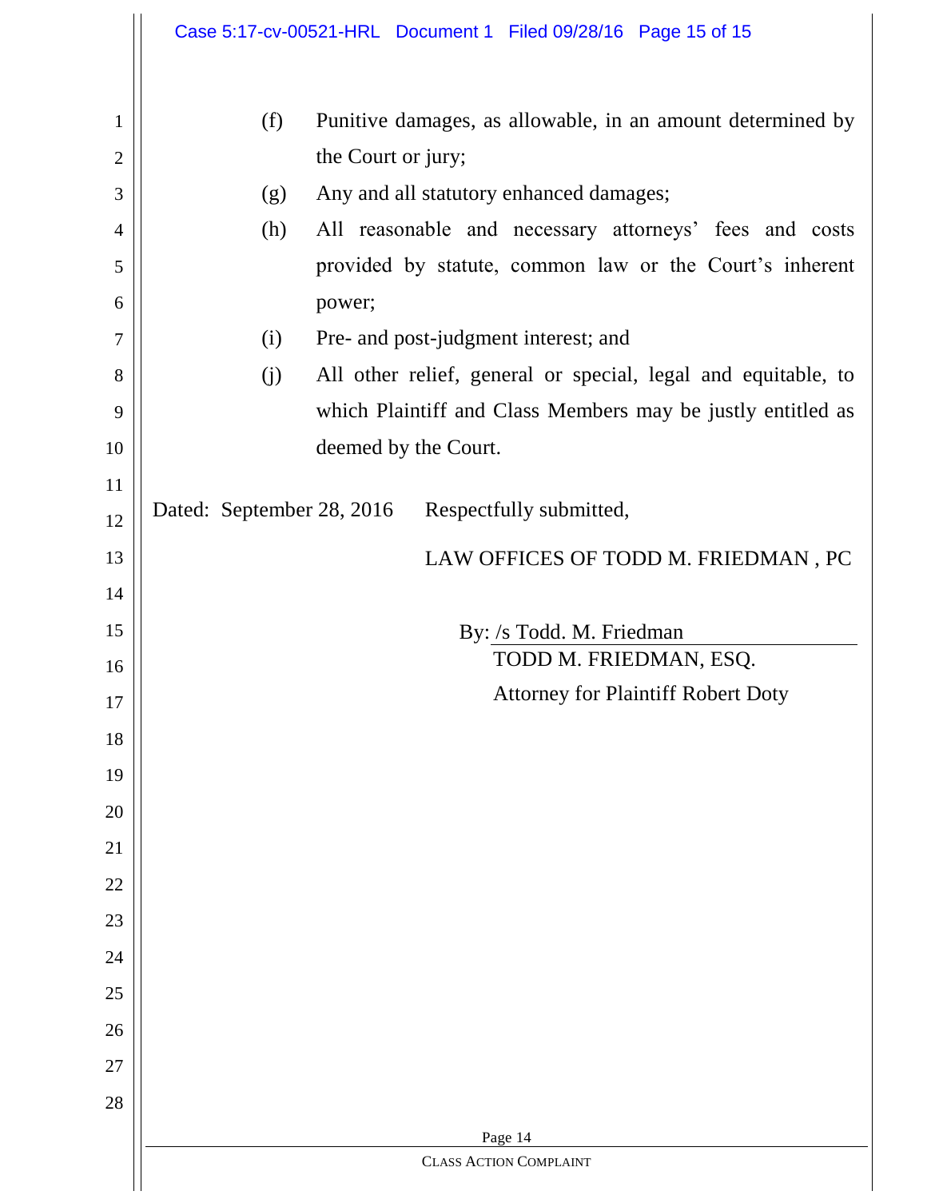(f) Punitive damages, as allowable, in an amount determined by the Court or jury;

(g) Any and all statutory enhanced damages;

(h) All reasonable and necessary attorneys' fees and costs provided by statute, common law or the Court's inherent power;

(i) Pre- and post-judgment interest; and

(j) All other relief, general or special, legal and equitable, to which Plaintiff and Class Members may be justly entitled as deemed by the Court.

Dated: September 28, 2016

Respectfully submitted,

LAW OFFICES OF TODD M. FRIEDMAN , PC

By: /s Todd. M. Friedman
TODD M. FRIEDMAN, ESQ.
Attorney for Plaintiff Robert Doty

CLASS ACTION COMPLAINT